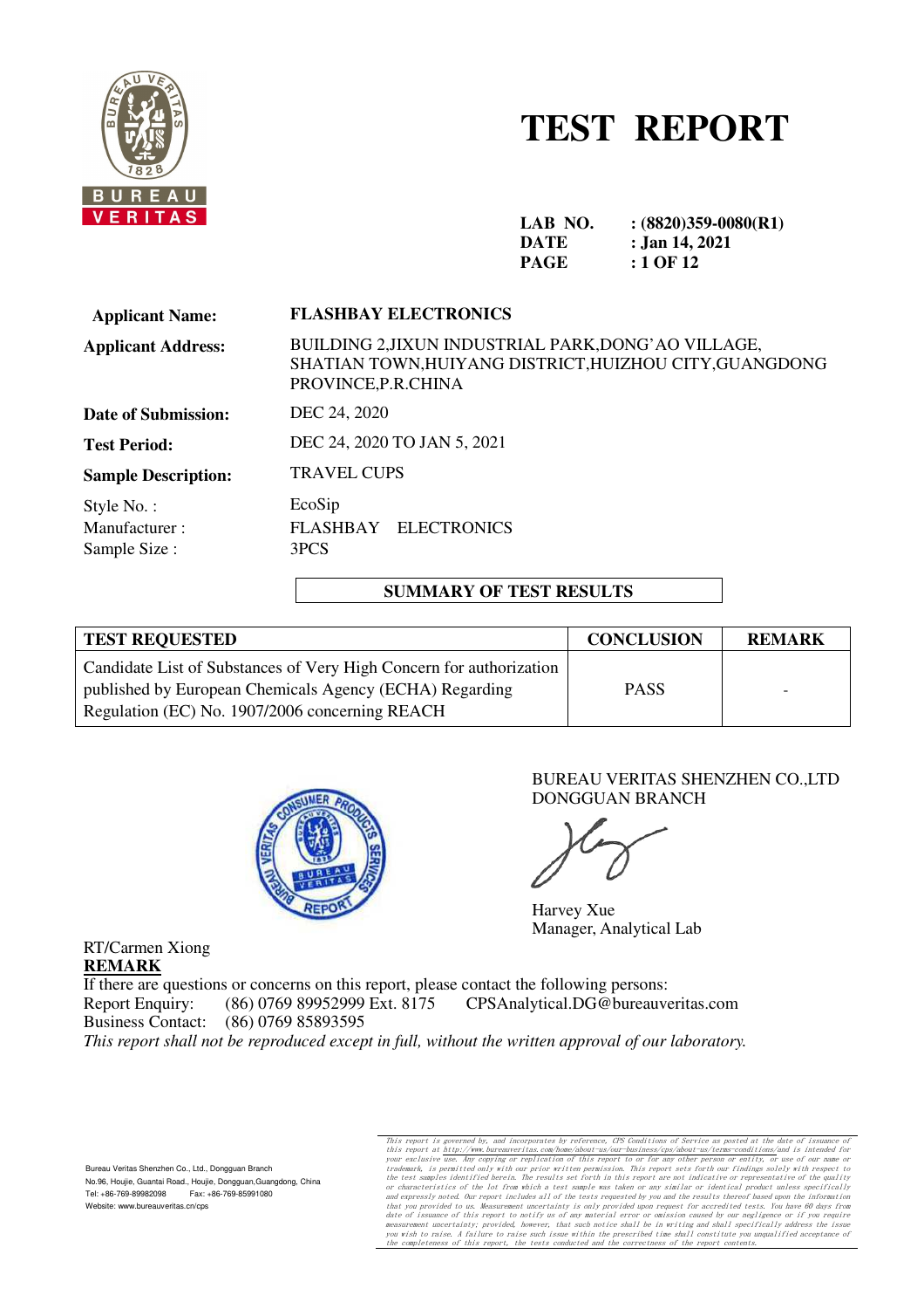# TEST REPORT

**LAB NO.** : **(8820)359-0080(R1)**
**DATE** : **Jan 14, 2021**

| | |
|---|---|
| **Applicant Name:** | **FLASHBAY ELECTRONICS** |
| **Applicant Address:** | BUILDING 2,JIXUN INDUSTRIAL PARK,DONG'AO VILLAGE, SHATIAN TOWN,HUIYANG DISTRICT,HUIZHOU CITY,GUANGDONG PROVINCE,P.R.CHINA |
| **Date of Submission:** | DEC 24, 2020 |
| **Test Period:** | DEC 24, 2020 TO JAN 5, 2021 |
| **Sample Description:** | TRAVEL CUPS |
| Style No. : | EcoSip |
| Manufacturer : | FLASHBAY ELECTRONICS |
| Sample Size : | 3PCS |

## SUMMARY OF TEST RESULTS

| TEST REQUESTED | CONCLUSION | REMARK |
|---|---|---|
| Candidate List of Substances of Very High Concern for authorization published by European Chemicals Agency (ECHA) Regarding Regulation (EC) No. 1907/2006 concerning REACH | PASS | - |

BUREAU VERITAS SHENZHEN CO.,LTD
DONGGUAN BRANCH

Harvey Xue
Manager, Analytical Lab

RT/Carmen Xiong

**REMARK**

If there are questions or concerns on this report, please contact the following persons:

Report Enquiry: (86) 0769 89952999 Ext. 8175 CPSAnalytical.DG@bureauveritas.com

Business Contact: (86) 0769 85893595

*This report shall not be reproduced except in full, without the written approval of our laboratory.*

Bureau Veritas Shenzhen Co., Ltd., Dongguan Branch
No.96, Houjie, Guantai Road., Houjie, Dongguan,Guangdong, China
Tel: +86-769-89982098 Fax: +86-769-85991080
Website: www.bureauveritas.cn/cps

*This report is governed by, and incorporates by reference, CPS Conditions of Service as posted at the date of issuance of this report at http://www.bureauveritas.com/home/about-us/our-business/cps/about-us/terms-conditions/and is intended for your exclusive use. Any copying or replication of this report to or for any other person or entity, or use of our name or trademark, is permitted only with our prior written permission. This report sets forth our findings solely with respect to the test samples identified herein. The results set forth in this report are not indicative or representative of the quality or characteristics of the lot from which a test sample was taken or any similar or identical product unless specifically and expressly noted. Our report includes all of the tests requested by you and the results thereof based upon the information that you provided to us. Measurement uncertainty is only provided upon request for accredited tests. You have 60 days from date of issuance of this report to notify us of any material error or omission caused by our negligence or if you require measurement uncertainty; provided, however, that such notice shall be in writing and shall specifically address the issue you wish to raise. A failure to raise such issue within the prescribed time shall constitute you unqualified acceptance of the completeness of this report, the tests conducted and the correctness of the report contents.*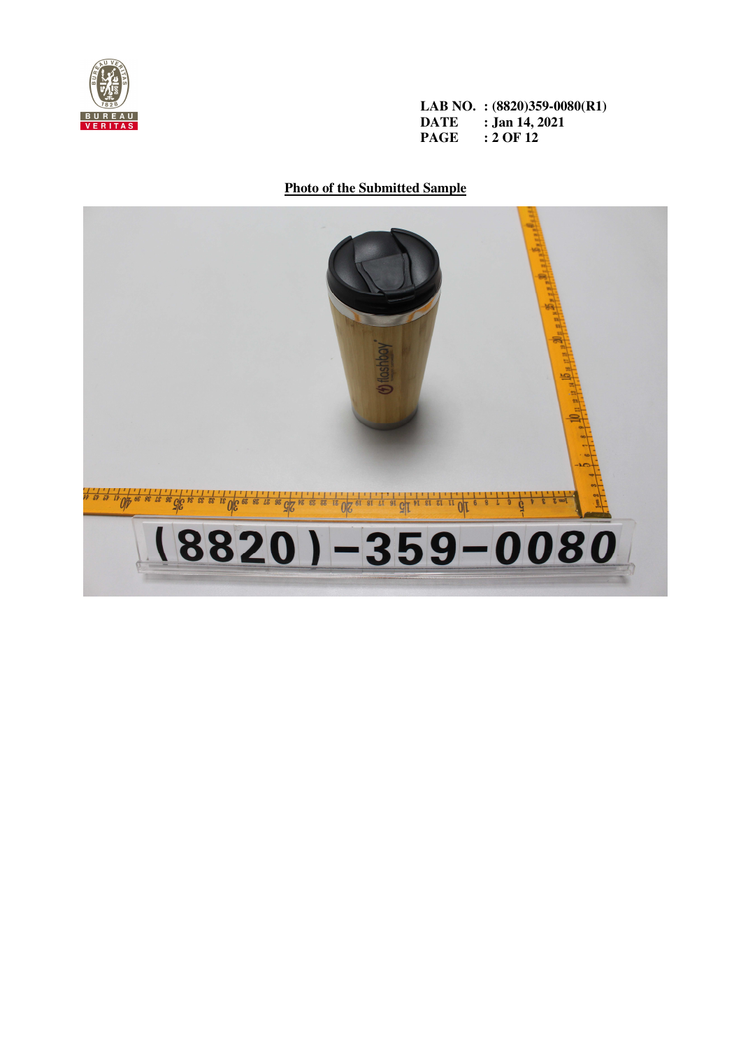LAB NO. : (8820)359-0080(R1)
DATE : Jan 14, 2021

**Photo of the Submitted Sample**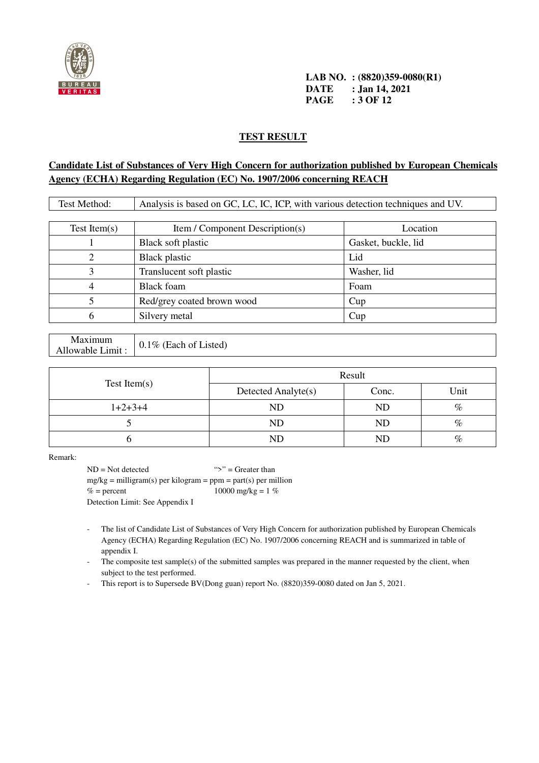LAB NO. : (8820)359-0080(R1)
DATE : Jan 14, 2021

## TEST RESULT

**Candidate List of Substances of Very High Concern for authorization published by European Chemicals Agency (ECHA) Regarding Regulation (EC) No. 1907/2006 concerning REACH**

| Test Method: | Analysis is based on GC, LC, IC, ICP, with various detection techniques and UV. |
|---|---|

| Test Item(s) | Item / Component Description(s) | Location |
|---|---|---|
| 1 | Black soft plastic | Gasket, buckle, lid |
| 2 | Black plastic | Lid |
| 3 | Translucent soft plastic | Washer, lid |
| 4 | Black foam | Foam |
| 5 | Red/grey coated brown wood | Cup |
| 6 | Silvery metal | Cup |

| Maximum Allowable Limit : | 0.1% (Each of Listed) |
|---|---|

| Test Item(s) | Result | | |
|---|---|---|---|
| | Detected Analyte(s) | Conc. | Unit |
| 1+2+3+4 | ND | ND | % |
| 5 | ND | ND | % |
| 6 | ND | ND | % |

Remark:

ND = Not detected ">" = Greater than
mg/kg = milligram(s) per kilogram = ppm = part(s) per million
% = percent 10000 mg/kg = 1 %
Detection Limit: See Appendix I

- The list of Candidate List of Substances of Very High Concern for authorization published by European Chemicals Agency (ECHA) Regarding Regulation (EC) No. 1907/2006 concerning REACH and is summarized in table of appendix I.
- The composite test sample(s) of the submitted samples was prepared in the manner requested by the client, when subject to the test performed.
- This report is to Supersede BV(Dong guan) report No. (8820)359-0080 dated on Jan 5, 2021.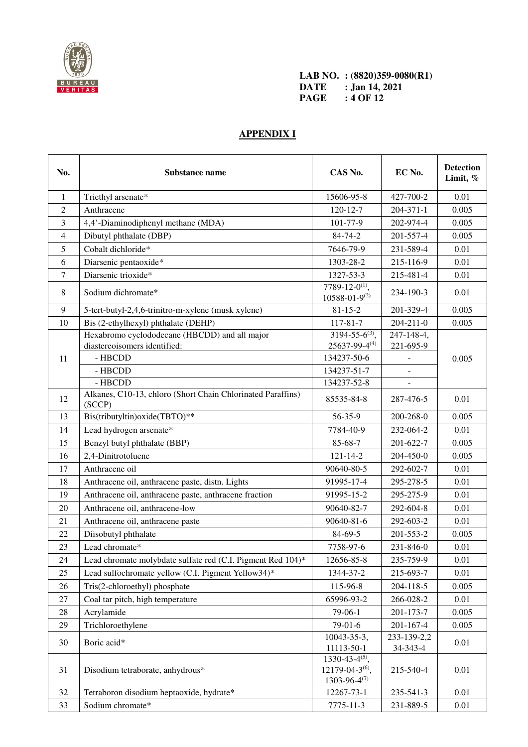LAB NO. : (8820)359-0080(R1)
DATE : Jan 14, 2021

## APPENDIX I

| No. | Substance name | CAS No. | EC No. | Detection Limit, % |
|---|---|---|---|---|
| 1 | Triethyl arsenate* | 15606-95-8 | 427-700-2 | 0.01 |
| 2 | Anthracene | 120-12-7 | 204-371-1 | 0.005 |
| 3 | 4,4'-Diaminodiphenyl methane (MDA) | 101-77-9 | 202-974-4 | 0.005 |
| 4 | Dibutyl phthalate (DBP) | 84-74-2 | 201-557-4 | 0.005 |
| 5 | Cobalt dichloride* | 7646-79-9 | 231-589-4 | 0.01 |
| 6 | Diarsenic pentaoxide* | 1303-28-2 | 215-116-9 | 0.01 |
| 7 | Diarsenic trioxide* | 1327-53-3 | 215-481-4 | 0.01 |
| 8 | Sodium dichromate* | 7789-12-0(1), 10588-01-9(2) | 234-190-3 | 0.01 |
| 9 | 5-tert-butyl-2,4,6-trinitro-m-xylene (musk xylene) | 81-15-2 | 201-329-4 | 0.005 |
| 10 | Bis (2-ethylhexyl) phthalate (DEHP) | 117-81-7 | 204-211-0 | 0.005 |
| 11 | Hexabromo cyclododecane (HBCDD) and all major diastereoisomers identified: | 3194-55-6(3), 25637-99-4(4) | 247-148-4, 221-695-9 | 0.005 |
| | - HBCDD | 134237-50-6 | - | |
| | - HBCDD | 134237-51-7 | - | |
| | - HBCDD | 134237-52-8 | - | |
| 12 | Alkanes, C10-13, chloro (Short Chain Chlorinated Paraffins) (SCCP) | 85535-84-8 | 287-476-5 | 0.01 |
| 13 | Bis(tributyltin)oxide(TBTO)** | 56-35-9 | 200-268-0 | 0.005 |
| 14 | Lead hydrogen arsenate* | 7784-40-9 | 232-064-2 | 0.01 |
| 15 | Benzyl butyl phthalate (BBP) | 85-68-7 | 201-622-7 | 0.005 |
| 16 | 2,4-Dinitrotoluene | 121-14-2 | 204-450-0 | 0.005 |
| 17 | Anthracene oil | 90640-80-5 | 292-602-7 | 0.01 |
| 18 | Anthracene oil, anthracene paste, distn. Lights | 91995-17-4 | 295-278-5 | 0.01 |
| 19 | Anthracene oil, anthracene paste, anthracene fraction | 91995-15-2 | 295-275-9 | 0.01 |
| 20 | Anthracene oil, anthracene-low | 90640-82-7 | 292-604-8 | 0.01 |
| 21 | Anthracene oil, anthracene paste | 90640-81-6 | 292-603-2 | 0.01 |
| 22 | Diisobutyl phthalate | 84-69-5 | 201-553-2 | 0.005 |
| 23 | Lead chromate* | 7758-97-6 | 231-846-0 | 0.01 |
| 24 | Lead chromate molybdate sulfate red (C.I. Pigment Red 104)* | 12656-85-8 | 235-759-9 | 0.01 |
| 25 | Lead sulfochromate yellow (C.I. Pigment Yellow34)* | 1344-37-2 | 215-693-7 | 0.01 |
| 26 | Tris(2-chloroethyl) phosphate | 115-96-8 | 204-118-5 | 0.005 |
| 27 | Coal tar pitch, high temperature | 65996-93-2 | 266-028-2 | 0.01 |
| 28 | Acrylamide | 79-06-1 | 201-173-7 | 0.005 |
| 29 | Trichloroethylene | 79-01-6 | 201-167-4 | 0.005 |
| 30 | Boric acid* | 10043-35-3, 11113-50-1 | 233-139-2,2 34-343-4 | 0.01 |
| 31 | Disodium tetraborate, anhydrous* | 1330-43-4(5), 12179-04-3(6), 1303-96-4(7) | 215-540-4 | 0.01 |
| 32 | Tetraboron disodium heptaoxide, hydrate* | 12267-73-1 | 235-541-3 | 0.01 |
| 33 | Sodium chromate* | 7775-11-3 | 231-889-5 | 0.01 |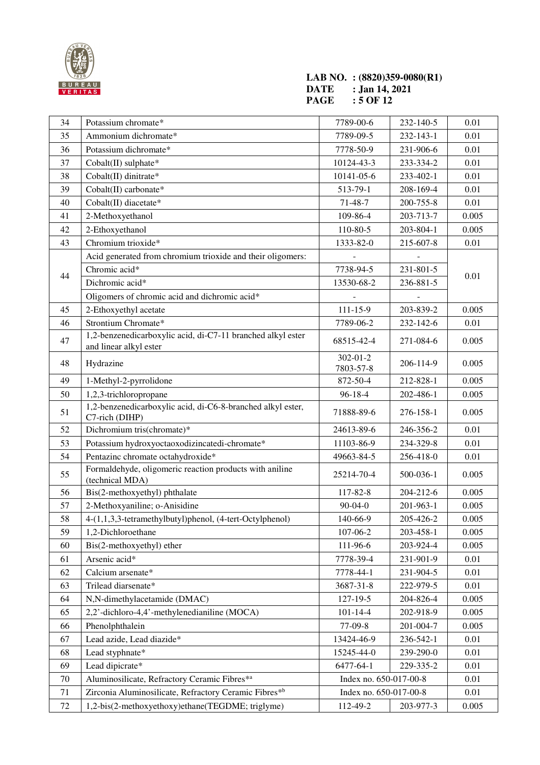| 34 | Potassium chromate* | 7789-00-6 | 232-140-5 | 0.01 |
|---|---|---|---|---|
| 35 | Ammonium dichromate* | 7789-09-5 | 232-143-1 | 0.01 |
| 36 | Potassium dichromate* | 7778-50-9 | 231-906-6 | 0.01 |
| 37 | Cobalt(II) sulphate* | 10124-43-3 | 233-334-2 | 0.01 |
| 38 | Cobalt(II) dinitrate* | 10141-05-6 | 233-402-1 | 0.01 |
| 39 | Cobalt(II) carbonate* | 513-79-1 | 208-169-4 | 0.01 |
| 40 | Cobalt(II) diacetate* | 71-48-7 | 200-755-8 | 0.01 |
| 41 | 2-Methoxyethanol | 109-86-4 | 203-713-7 | 0.005 |
| 42 | 2-Ethoxyethanol | 110-80-5 | 203-804-1 | 0.005 |
| 43 | Chromium trioxide* | 1333-82-0 | 215-607-8 | 0.01 |
| 44 | Acid generated from chromium trioxide and their oligomers: | - | - | 0.01 |
| | Chromic acid* | 7738-94-5 | 231-801-5 | |
| | Dichromic acid* | 13530-68-2 | 236-881-5 | |
| | Oligomers of chromic acid and dichromic acid* | - | - | |
| 45 | 2-Ethoxyethyl acetate | 111-15-9 | 203-839-2 | 0.005 |
| 46 | Strontium Chromate* | 7789-06-2 | 232-142-6 | 0.01 |
| 47 | 1,2-benzenedicarboxylic acid, di-C7-11 branched alkyl ester and linear alkyl ester | 68515-42-4 | 271-084-6 | 0.005 |
| 48 | Hydrazine | 302-01-2<br>7803-57-8 | 206-114-9 | 0.005 |
| 49 | 1-Methyl-2-pyrrolidone | 872-50-4 | 212-828-1 | 0.005 |
| 50 | 1,2,3-trichloropropane | 96-18-4 | 202-486-1 | 0.005 |
| 51 | 1,2-benzenedicarboxylic acid, di-C6-8-branched alkyl ester, C7-rich (DIHP) | 71888-89-6 | 276-158-1 | 0.005 |
| 52 | Dichromium tris(chromate)* | 24613-89-6 | 246-356-2 | 0.01 |
| 53 | Potassium hydroxyoctaoxodizincatedi-chromate* | 11103-86-9 | 234-329-8 | 0.01 |
| 54 | Pentazinc chromate octahydroxide* | 49663-84-5 | 256-418-0 | 0.01 |
| 55 | Formaldehyde, oligomeric reaction products with aniline (technical MDA) | 25214-70-4 | 500-036-1 | 0.005 |
| 56 | Bis(2-methoxyethyl) phthalate | 117-82-8 | 204-212-6 | 0.005 |
| 57 | 2-Methoxyaniline; o-Anisidine | 90-04-0 | 201-963-1 | 0.005 |
| 58 | 4-(1,1,3,3-tetramethylbutyl)phenol, (4-tert-Octylphenol) | 140-66-9 | 205-426-2 | 0.005 |
| 59 | 1,2-Dichloroethane | 107-06-2 | 203-458-1 | 0.005 |
| 60 | Bis(2-methoxyethyl) ether | 111-96-6 | 203-924-4 | 0.005 |
| 61 | Arsenic acid* | 7778-39-4 | 231-901-9 | 0.01 |
| 62 | Calcium arsenate* | 7778-44-1 | 231-904-5 | 0.01 |
| 63 | Trilead diarsenate* | 3687-31-8 | 222-979-5 | 0.01 |
| 64 | N,N-dimethylacetamide (DMAC) | 127-19-5 | 204-826-4 | 0.005 |
| 65 | 2,2'-dichloro-4,4'-methylenedianiline (MOCA) | 101-14-4 | 202-918-9 | 0.005 |
| 66 | Phenolphthalein | 77-09-8 | 201-004-7 | 0.005 |
| 67 | Lead azide, Lead diazide* | 13424-46-9 | 236-542-1 | 0.01 |
| 68 | Lead styphnate* | 15245-44-0 | 239-290-0 | 0.01 |
| 69 | Lead dipicrate* | 6477-64-1 | 229-335-2 | 0.01 |
| 70 | Aluminosilicate, Refractory Ceramic Fibres*[a] | Index no. 650-017-00-8 | | 0.01 |
| 71 | Zirconia Aluminosilicate, Refractory Ceramic Fibres*[b] | Index no. 650-017-00-8 | | 0.01 |
| 72 | 1,2-bis(2-methoxyethoxy)ethane(TEGDME; triglyme) | 112-49-2 | 203-977-3 | 0.005 |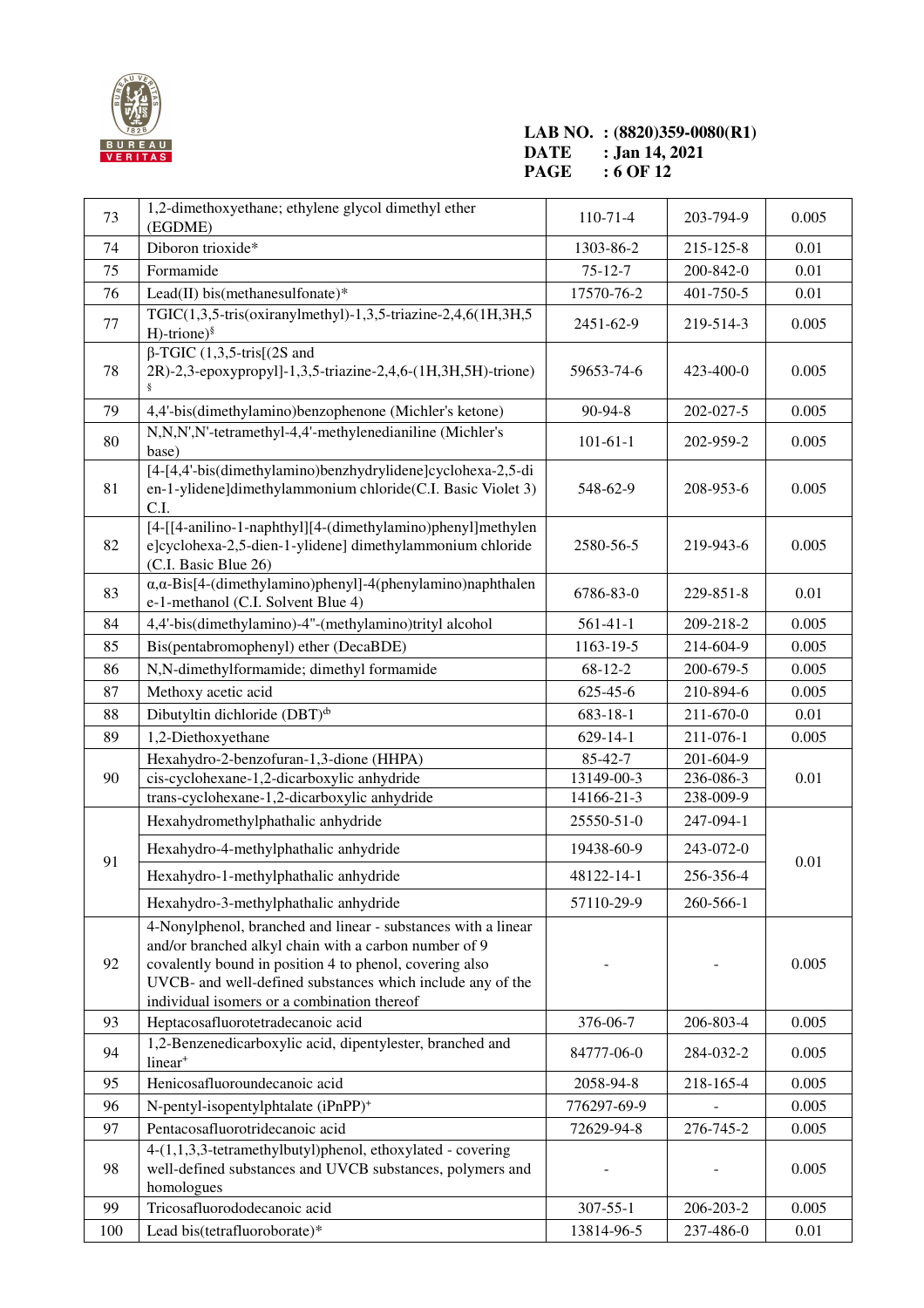LAB NO. : (8820)359-0080(R1)
DATE : Jan 14, 2021

| | | | | |
|---|---|---|---|---|
| 73 | 1,2-dimethoxyethane; ethylene glycol dimethyl ether (EGDME) | 110-71-4 | 203-794-9 | 0.005 |
| 74 | Diboron trioxide* | 1303-86-2 | 215-125-8 | 0.01 |
| 75 | Formamide | 75-12-7 | 200-842-0 | 0.01 |
| 76 | Lead(II) bis(methanesulfonate)* | 17570-76-2 | 401-750-5 | 0.01 |
| 77 | TGIC(1,3,5-tris(oxiranylmethyl)-1,3,5-triazine-2,4,6(1H,3H,5H)-trione)§ | 2451-62-9 | 219-514-3 | 0.005 |
| 78 | β-TGIC (1,3,5-tris[(2S and 2R)-2,3-epoxypropyl]-1,3,5-triazine-2,4,6-(1H,3H,5H)-trione) § | 59653-74-6 | 423-400-0 | 0.005 |
| 79 | 4,4'-bis(dimethylamino)benzophenone (Michler's ketone) | 90-94-8 | 202-027-5 | 0.005 |
| 80 | N,N,N',N'-tetramethyl-4,4'-methylenedianiline (Michler's base) | 101-61-1 | 202-959-2 | 0.005 |
| 81 | [4-[4,4'-bis(dimethylamino)benzhydrylidene]cyclohexa-2,5-dien-1-ylidene]dimethylammonium chloride(C.I. Basic Violet 3) C.I. | 548-62-9 | 208-953-6 | 0.005 |
| 82 | [4-[[4-anilino-1-naphthyl][4-(dimethylamino)phenyl]methylene]cyclohexa-2,5-dien-1-ylidene] dimethylammonium chloride (C.I. Basic Blue 26) | 2580-56-5 | 219-943-6 | 0.005 |
| 83 | α,α-Bis[4-(dimethylamino)phenyl]-4(phenylamino)naphthalene-1-methanol (C.I. Solvent Blue 4) | 6786-83-0 | 229-851-8 | 0.01 |
| 84 | 4,4'-bis(dimethylamino)-4"-(methylamino)trityl alcohol | 561-41-1 | 209-218-2 | 0.005 |
| 85 | Bis(pentabromophenyl) ether (DecaBDE) | 1163-19-5 | 214-604-9 | 0.005 |
| 86 | N,N-dimethylformamide; dimethyl formamide | 68-12-2 | 200-679-5 | 0.005 |
| 87 | Methoxy acetic acid | 625-45-6 | 210-894-6 | 0.005 |
| 88 | Dibutyltin dichloride (DBT)ᵈᵇ | 683-18-1 | 211-670-0 | 0.01 |
| 89 | 1,2-Diethoxyethane | 629-14-1 | 211-076-1 | 0.005 |
| 90 | Hexahydro-2-benzofuran-1,3-dione (HHPA) | 85-42-7 | 201-604-9 | 0.01 |
| | cis-cyclohexane-1,2-dicarboxylic anhydride | 13149-00-3 | 236-086-3 | |
| | trans-cyclohexane-1,2-dicarboxylic anhydride | 14166-21-3 | 238-009-9 | |
| 91 | Hexahydromethylphathalic anhydride | 25550-51-0 | 247-094-1 | 0.01 |
| | Hexahydro-4-methylphathalic anhydride | 19438-60-9 | 243-072-0 | |
| | Hexahydro-1-methylphathalic anhydride | 48122-14-1 | 256-356-4 | |
| | Hexahydro-3-methylphathalic anhydride | 57110-29-9 | 260-566-1 | |
| 92 | 4-Nonylphenol, branched and linear - substances with a linear and/or branched alkyl chain with a carbon number of 9 covalently bound in position 4 to phenol, covering also UVCB- and well-defined substances which include any of the individual isomers or a combination thereof | - | - | 0.005 |
| 93 | Heptacosafluorotetradecanoic acid | 376-06-7 | 206-803-4 | 0.005 |
| 94 | 1,2-Benzenedicarboxylic acid, dipentylester, branched and linear⁺ | 84777-06-0 | 284-032-2 | 0.005 |
| 95 | Henicosafluoroundecanoic acid | 2058-94-8 | 218-165-4 | 0.005 |
| 96 | N-pentyl-isopentylphtalate (iPnPP)⁺ | 776297-69-9 | - | 0.005 |
| 97 | Pentacosafluorotridecanoic acid | 72629-94-8 | 276-745-2 | 0.005 |
| 98 | 4-(1,1,3,3-tetramethylbutyl)phenol, ethoxylated - covering well-defined substances and UVCB substances, polymers and homologues | - | - | 0.005 |
| 99 | Tricosafluorododecanoic acid | 307-55-1 | 206-203-2 | 0.005 |
| 100 | Lead bis(tetrafluoroborate)* | 13814-96-5 | 237-486-0 | 0.01 |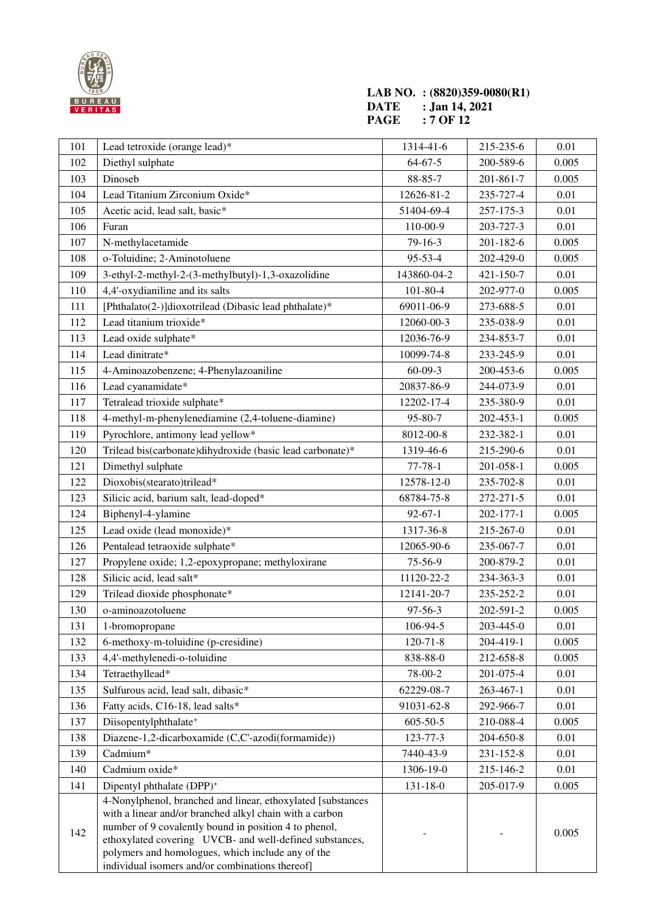| 101 | Lead tetroxide (orange lead)* | 1314-41-6 | 215-235-6 | 0.01 |
|---|---|---|---|---|
| 102 | Diethyl sulphate | 64-67-5 | 200-589-6 | 0.005 |
| 103 | Dinoseb | 88-85-7 | 201-861-7 | 0.005 |
| 104 | Lead Titanium Zirconium Oxide* | 12626-81-2 | 235-727-4 | 0.01 |
| 105 | Acetic acid, lead salt, basic* | 51404-69-4 | 257-175-3 | 0.01 |
| 106 | Furan | 110-00-9 | 203-727-3 | 0.01 |
| 107 | N-methylacetamide | 79-16-3 | 201-182-6 | 0.005 |
| 108 | o-Toluidine; 2-Aminotoluene | 95-53-4 | 202-429-0 | 0.005 |
| 109 | 3-ethyl-2-methyl-2-(3-methylbutyl)-1,3-oxazolidine | 143860-04-2 | 421-150-7 | 0.01 |
| 110 | 4,4'-oxydianiline and its salts | 101-80-4 | 202-977-0 | 0.005 |
| 111 | [Phthalato(2-)]dioxotrilead (Dibasic lead phthalate)* | 69011-06-9 | 273-688-5 | 0.01 |
| 112 | Lead titanium trioxide* | 12060-00-3 | 235-038-9 | 0.01 |
| 113 | Lead oxide sulphate* | 12036-76-9 | 234-853-7 | 0.01 |
| 114 | Lead dinitrate* | 10099-74-8 | 233-245-9 | 0.01 |
| 115 | 4-Aminoazobenzene; 4-Phenylazoaniline | 60-09-3 | 200-453-6 | 0.005 |
| 116 | Lead cyanamidate* | 20837-86-9 | 244-073-9 | 0.01 |
| 117 | Tetralead trioxide sulphate* | 12202-17-4 | 235-380-9 | 0.01 |
| 118 | 4-methyl-m-phenylenediamine (2,4-toluene-diamine) | 95-80-7 | 202-453-1 | 0.005 |
| 119 | Pyrochlore, antimony lead yellow* | 8012-00-8 | 232-382-1 | 0.01 |
| 120 | Trilead bis(carbonate)dihydroxide (basic lead carbonate)* | 1319-46-6 | 215-290-6 | 0.01 |
| 121 | Dimethyl sulphate | 77-78-1 | 201-058-1 | 0.005 |
| 122 | Dioxobis(stearato)trilead* | 12578-12-0 | 235-702-8 | 0.01 |
| 123 | Silicic acid, barium salt, lead-doped* | 68784-75-8 | 272-271-5 | 0.01 |
| 124 | Biphenyl-4-ylamine | 92-67-1 | 202-177-1 | 0.005 |
| 125 | Lead oxide (lead monoxide)* | 1317-36-8 | 215-267-0 | 0.01 |
| 126 | Pentalead tetraoxide sulphate* | 12065-90-6 | 235-067-7 | 0.01 |
| 127 | Propylene oxide; 1,2-epoxypropane; methyloxirane | 75-56-9 | 200-879-2 | 0.01 |
| 128 | Silicic acid, lead salt* | 11120-22-2 | 234-363-3 | 0.01 |
| 129 | Trilead dioxide phosphonate* | 12141-20-7 | 235-252-2 | 0.01 |
| 130 | o-aminoazotoluene | 97-56-3 | 202-591-2 | 0.005 |
| 131 | 1-bromopropane | 106-94-5 | 203-445-0 | 0.01 |
| 132 | 6-methoxy-m-toluidine (p-cresidine) | 120-71-8 | 204-419-1 | 0.005 |
| 133 | 4,4'-methylenedi-o-toluidine | 838-88-0 | 212-658-8 | 0.005 |
| 134 | Tetraethyllead* | 78-00-2 | 201-075-4 | 0.01 |
| 135 | Sulfurous acid, lead salt, dibasic* | 62229-08-7 | 263-467-1 | 0.01 |
| 136 | Fatty acids, C16-18, lead salts* | 91031-62-8 | 292-966-7 | 0.01 |
| 137 | Diisopentylphthalate⁺ | 605-50-5 | 210-088-4 | 0.005 |
| 138 | Diazene-1,2-dicarboxamide (C,C'-azodi(formamide)) | 123-77-3 | 204-650-8 | 0.01 |
| 139 | Cadmium* | 7440-43-9 | 231-152-8 | 0.01 |
| 140 | Cadmium oxide* | 1306-19-0 | 215-146-2 | 0.01 |
| 141 | Dipentyl phthalate (DPP)⁺ | 131-18-0 | 205-017-9 | 0.005 |
| 142 | 4-Nonylphenol, branched and linear, ethoxylated [substances with a linear and/or branched alkyl chain with a carbon number of 9 covalently bound in position 4 to phenol, ethoxylated covering UVCB- and well-defined substances, polymers and homologues, which include any of the individual isomers and/or combinations thereof] | - | - | 0.005 |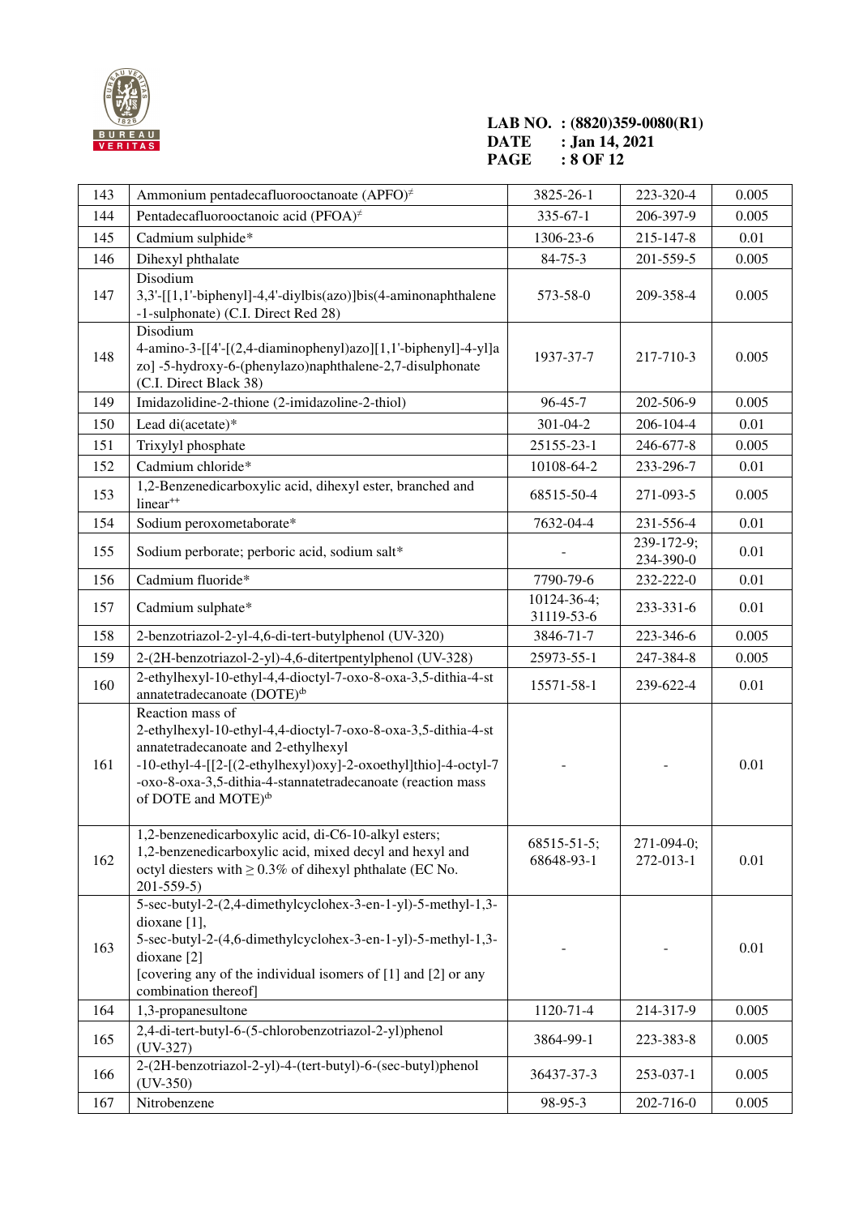| 143 | Ammonium pentadecafluorooctanoate (APFO)≠ | 3825-26-1 | 223-320-4 | 0.005 |
|---|---|---|---|---|
| 144 | Pentadecafluorooctanoic acid (PFOA)≠ | 335-67-1 | 206-397-9 | 0.005 |
| 145 | Cadmium sulphide* | 1306-23-6 | 215-147-8 | 0.01 |
| 146 | Dihexyl phthalate | 84-75-3 | 201-559-5 | 0.005 |
| 147 | Disodium 3,3'-[[1,1'-biphenyl]-4,4'-diylbis(azo)]bis(4-aminonaphthalene -1-sulphonate) (C.I. Direct Red 28) | 573-58-0 | 209-358-4 | 0.005 |
| 148 | Disodium 4-amino-3-[[4'-[(2,4-diaminophenyl)azo][1,1'-biphenyl]-4-yl]a zo] -5-hydroxy-6-(phenylazo)naphthalene-2,7-disulphonate (C.I. Direct Black 38) | 1937-37-7 | 217-710-3 | 0.005 |
| 149 | Imidazolidine-2-thione (2-imidazoline-2-thiol) | 96-45-7 | 202-506-9 | 0.005 |
| 150 | Lead di(acetate)* | 301-04-2 | 206-104-4 | 0.01 |
| 151 | Trixylyl phosphate | 25155-23-1 | 246-677-8 | 0.005 |
| 152 | Cadmium chloride* | 10108-64-2 | 233-296-7 | 0.01 |
| 153 | 1,2-Benzenedicarboxylic acid, dihexyl ester, branched and linear++ | 68515-50-4 | 271-093-5 | 0.005 |
| 154 | Sodium peroxometaborate* | 7632-04-4 | 231-556-4 | 0.01 |
| 155 | Sodium perborate; perboric acid, sodium salt* | - | 239-172-9; 234-390-0 | 0.01 |
| 156 | Cadmium fluoride* | 7790-79-6 | 232-222-0 | 0.01 |
| 157 | Cadmium sulphate* | 10124-36-4; 31119-53-6 | 233-331-6 | 0.01 |
| 158 | 2-benzotriazol-2-yl-4,6-di-tert-butylphenol (UV-320) | 3846-71-7 | 223-346-6 | 0.005 |
| 159 | 2-(2H-benzotriazol-2-yl)-4,6-ditertpentylphenol (UV-328) | 25973-55-1 | 247-384-8 | 0.005 |
| 160 | 2-ethylhexyl-10-ethyl-4,4-dioctyl-7-oxo-8-oxa-3,5-dithia-4-st annatetradecanoate (DOTE)ф | 15571-58-1 | 239-622-4 | 0.01 |
| 161 | Reaction mass of 2-ethylhexyl-10-ethyl-4,4-dioctyl-7-oxo-8-oxa-3,5-dithia-4-st annatetradecanoate and 2-ethylhexyl -10-ethyl-4-[[2-[(2-ethylhexyl)oxy]-2-oxoethyl]thio]-4-octyl-7 -oxo-8-oxa-3,5-dithia-4-stannatetradecanoate (reaction mass of DOTE and MOTE)ф | - | - | 0.01 |
| 162 | 1,2-benzenedicarboxylic acid, di-C6-10-alkyl esters; 1,2-benzenedicarboxylic acid, mixed decyl and hexyl and octyl diesters with ≥ 0.3% of dihexyl phthalate (EC No. 201-559-5) | 68515-51-5; 68648-93-1 | 271-094-0; 272-013-1 | 0.01 |
| 163 | 5-sec-butyl-2-(2,4-dimethylcyclohex-3-en-1-yl)-5-methyl-1,3-dioxane [1], 5-sec-butyl-2-(4,6-dimethylcyclohex-3-en-1-yl)-5-methyl-1,3-dioxane [2] [covering any of the individual isomers of [1] and [2] or any combination thereof] | - | - | 0.01 |
| 164 | 1,3-propanesultone | 1120-71-4 | 214-317-9 | 0.005 |
| 165 | 2,4-di-tert-butyl-6-(5-chlorobenzotriazol-2-yl)phenol (UV-327) | 3864-99-1 | 223-383-8 | 0.005 |
| 166 | 2-(2H-benzotriazol-2-yl)-4-(tert-butyl)-6-(sec-butyl)phenol (UV-350) | 36437-37-3 | 253-037-1 | 0.005 |
| 167 | Nitrobenzene | 98-95-3 | 202-716-0 | 0.005 |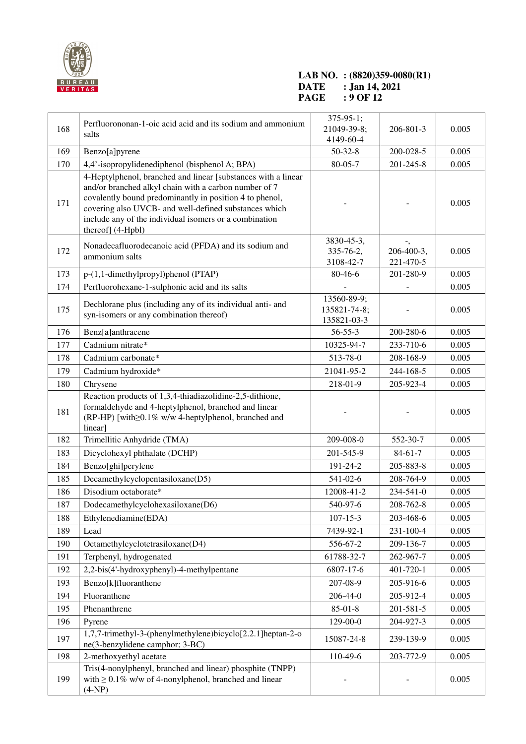| 168 | Perfluorononan-1-oic acid acid and its sodium and ammonium salts | 375-95-1; 21049-39-8; 4149-60-4 | 206-801-3 | 0.005 |
|---|---|---|---|---|
| 169 | Benzo[a]pyrene | 50-32-8 | 200-028-5 | 0.005 |
| 170 | 4,4'-isopropylidenediphenol (bisphenol A; BPA) | 80-05-7 | 201-245-8 | 0.005 |
| 171 | 4-Heptylphenol, branched and linear [substances with a linear and/or branched alkyl chain with a carbon number of 7 covalently bound predominantly in position 4 to phenol, covering also UVCB- and well-defined substances which include any of the individual isomers or a combination thereof] (4-Hpbl) | - | - | 0.005 |
| 172 | Nonadecafluorodecanoic acid (PFDA) and its sodium and ammonium salts | 3830-45-3, 335-76-2, 3108-42-7 | -, 206-400-3, 221-470-5 | 0.005 |
| 173 | p-(1,1-dimethylpropyl)phenol (PTAP) | 80-46-6 | 201-280-9 | 0.005 |
| 174 | Perfluorohexane-1-sulphonic acid and its salts | - | - | 0.005 |
| 175 | Dechlorane plus (including any of its individual anti- and syn-isomers or any combination thereof) | 13560-89-9; 135821-74-8; 135821-03-3 | - | 0.005 |
| 176 | Benz[a]anthracene | 56-55-3 | 200-280-6 | 0.005 |
| 177 | Cadmium nitrate* | 10325-94-7 | 233-710-6 | 0.005 |
| 178 | Cadmium carbonate* | 513-78-0 | 208-168-9 | 0.005 |
| 179 | Cadmium hydroxide* | 21041-95-2 | 244-168-5 | 0.005 |
| 180 | Chrysene | 218-01-9 | 205-923-4 | 0.005 |
| 181 | Reaction products of 1,3,4-thiadiazolidine-2,5-dithione, formaldehyde and 4-heptylphenol, branched and linear (RP-HP) [with≥0.1% w/w 4-heptylphenol, branched and linear] | - | - | 0.005 |
| 182 | Trimellitic Anhydride (TMA) | 209-008-0 | 552-30-7 | 0.005 |
| 183 | Dicyclohexyl phthalate (DCHP) | 201-545-9 | 84-61-7 | 0.005 |
| 184 | Benzo[ghi]perylene | 191-24-2 | 205-883-8 | 0.005 |
| 185 | Decamethylcyclopentasiloxane(D5) | 541-02-6 | 208-764-9 | 0.005 |
| 186 | Disodium octaborate* | 12008-41-2 | 234-541-0 | 0.005 |
| 187 | Dodecamethylcyclohexasiloxane(D6) | 540-97-6 | 208-762-8 | 0.005 |
| 188 | Ethylenediamine(EDA) | 107-15-3 | 203-468-6 | 0.005 |
| 189 | Lead | 7439-92-1 | 231-100-4 | 0.005 |
| 190 | Octamethylcyclotetrasiloxane(D4) | 556-67-2 | 209-136-7 | 0.005 |
| 191 | Terphenyl, hydrogenated | 61788-32-7 | 262-967-7 | 0.005 |
| 192 | 2,2-bis(4'-hydroxyphenyl)-4-methylpentane | 6807-17-6 | 401-720-1 | 0.005 |
| 193 | Benzo[k]fluoranthene | 207-08-9 | 205-916-6 | 0.005 |
| 194 | Fluoranthene | 206-44-0 | 205-912-4 | 0.005 |
| 195 | Phenanthrene | 85-01-8 | 201-581-5 | 0.005 |
| 196 | Pyrene | 129-00-0 | 204-927-3 | 0.005 |
| 197 | 1,7,7-trimethyl-3-(phenylmethylene)bicyclo[2.2.1]heptan-2-one(3-benzylidene camphor; 3-BC) | 15087-24-8 | 239-139-9 | 0.005 |
| 198 | 2-methoxyethyl acetate | 110-49-6 | 203-772-9 | 0.005 |
| 199 | Tris(4-nonylphenyl, branched and linear) phosphite (TNPP) with ≥ 0.1% w/w of 4-nonylphenol, branched and linear (4-NP) | - | - | 0.005 |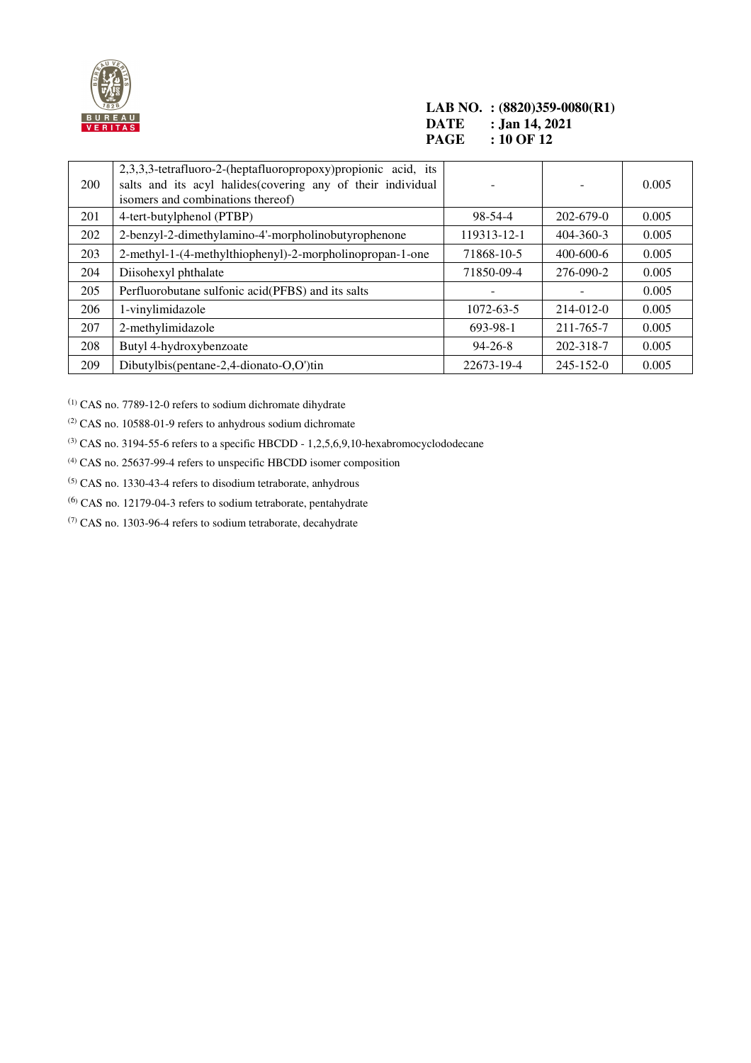| | | | | |
|---|---|---|---|---|
| 200 | 2,3,3,3-tetrafluoro-2-(heptafluoropropoxy)propionic acid, its salts and its acyl halides(covering any of their individual isomers and combinations thereof) | - | - | 0.005 |
| 201 | 4-tert-butylphenol (PTBP) | 98-54-4 | 202-679-0 | 0.005 |
| 202 | 2-benzyl-2-dimethylamino-4'-morpholinobutyrophenone | 119313-12-1 | 404-360-3 | 0.005 |
| 203 | 2-methyl-1-(4-methylthiophenyl)-2-morpholinopropan-1-one | 71868-10-5 | 400-600-6 | 0.005 |
| 204 | Diisohexyl phthalate | 71850-09-4 | 276-090-2 | 0.005 |
| 205 | Perfluorobutane sulfonic acid(PFBS) and its salts | - | - | 0.005 |
| 206 | 1-vinylimidazole | 1072-63-5 | 214-012-0 | 0.005 |
| 207 | 2-methylimidazole | 693-98-1 | 211-765-7 | 0.005 |
| 208 | Butyl 4-hydroxybenzoate | 94-26-8 | 202-318-7 | 0.005 |
| 209 | Dibutylbis(pentane-2,4-dionato-O,O')tin | 22673-19-4 | 245-152-0 | 0.005 |

(1) CAS no. 7789-12-0 refers to sodium dichromate dihydrate

(2) CAS no. 10588-01-9 refers to anhydrous sodium dichromate

(3) CAS no. 3194-55-6 refers to a specific HBCDD - 1,2,5,6,9,10-hexabromocyclododecane

(4) CAS no. 25637-99-4 refers to unspecific HBCDD isomer composition

(5) CAS no. 1330-43-4 refers to disodium tetraborate, anhydrous

(6) CAS no. 12179-04-3 refers to sodium tetraborate, pentahydrate

(7) CAS no. 1303-96-4 refers to sodium tetraborate, decahydrate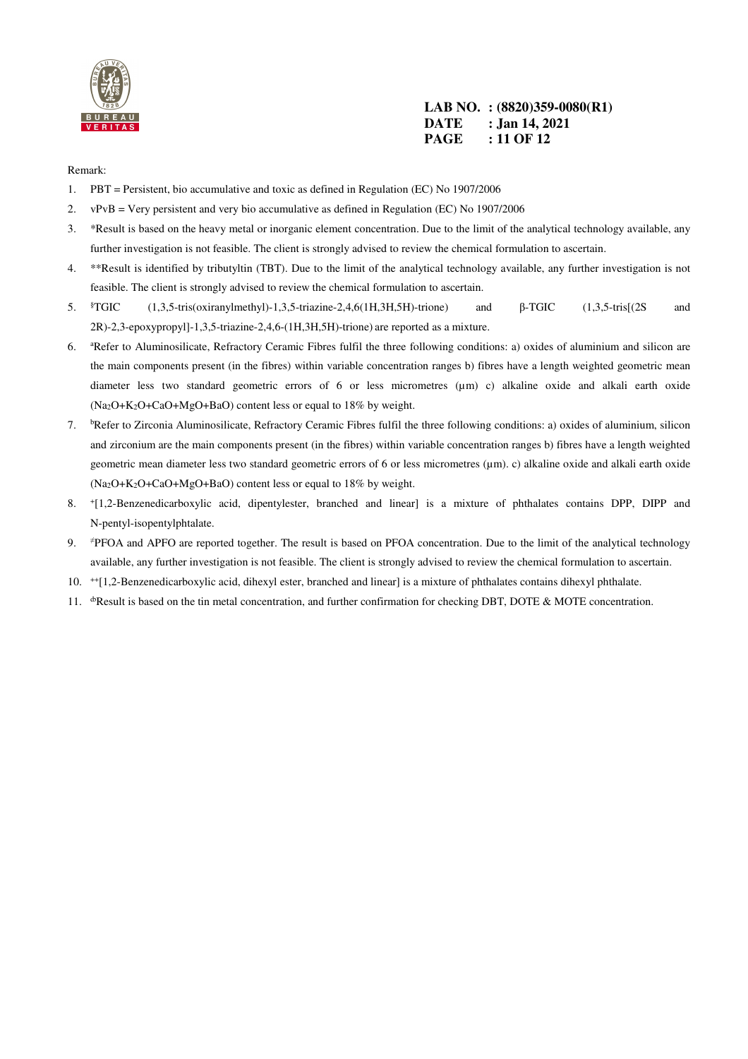Remark:

1. PBT = Persistent, bio accumulative and toxic as defined in Regulation (EC) No 1907/2006
2. vPvB = Very persistent and very bio accumulative as defined in Regulation (EC) No 1907/2006
3. *Result is based on the heavy metal or inorganic element concentration. Due to the limit of the analytical technology available, any further investigation is not feasible. The client is strongly advised to review the chemical formulation to ascertain.
4. **Result is identified by tributyltin (TBT). Due to the limit of the analytical technology available, any further investigation is not feasible. The client is strongly advised to review the chemical formulation to ascertain.
5. [§]TGIC (1,3,5-tris(oxiranylmethyl)-1,3,5-triazine-2,4,6(1H,3H,5H)-trione) and β-TGIC (1,3,5-tris[(2S and 2R)-2,3-epoxypropyl]-1,3,5-triazine-2,4,6-(1H,3H,5H)-trione) are reported as a mixture.
6. [a]Refer to Aluminosilicate, Refractory Ceramic Fibres fulfil the three following conditions: a) oxides of aluminium and silicon are the main components present (in the fibres) within variable concentration ranges b) fibres have a length weighted geometric mean diameter less two standard geometric errors of 6 or less micrometres (µm) c) alkaline oxide and alkali earth oxide ($Na_2O$+$K_2O$+CaO+MgO+BaO) content less or equal to 18% by weight.
7. [b]Refer to Zirconia Aluminosilicate, Refractory Ceramic Fibres fulfil the three following conditions: a) oxides of aluminium, silicon and zirconium are the main components present (in the fibres) within variable concentration ranges b) fibres have a length weighted geometric mean diameter less two standard geometric errors of 6 or less micrometres (µm). c) alkaline oxide and alkali earth oxide ($Na_2O$+$K_2O$+CaO+MgO+BaO) content less or equal to 18% by weight.
8. [+][1,2-Benzenedicarboxylic acid, dipentylester, branched and linear] is a mixture of phthalates contains DPP, DIPP and N-pentyl-isopentylphtalate.
9. [≠]PFOA and APFO are reported together. The result is based on PFOA concentration. Due to the limit of the analytical technology available, any further investigation is not feasible. The client is strongly advised to review the chemical formulation to ascertain.
10. [++][1,2-Benzenedicarboxylic acid, dihexyl ester, branched and linear] is a mixture of phthalates contains dihexyl phthalate.
11. [db]Result is based on the tin metal concentration, and further confirmation for checking DBT, DOTE & MOTE concentration.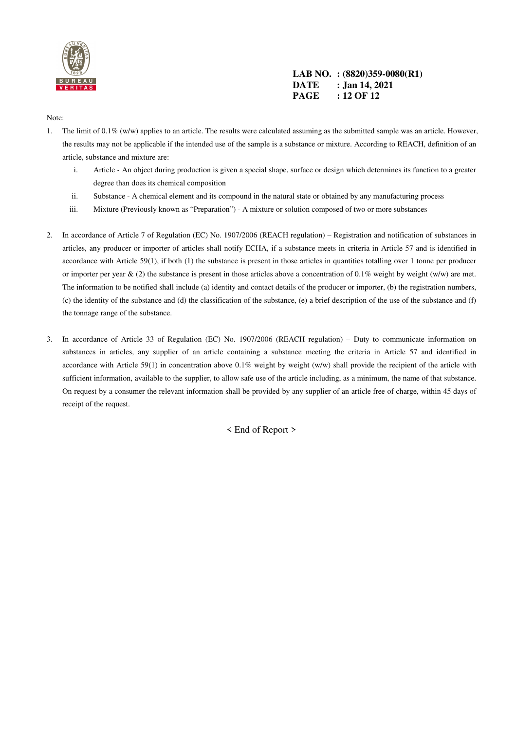Note:

1. The limit of 0.1% (w/w) applies to an article. The results were calculated assuming as the submitted sample was an article. However, the results may not be applicable if the intended use of the sample is a substance or mixture. According to REACH, definition of an article, substance and mixture are:
   i. Article - An object during production is given a special shape, surface or design which determines its function to a greater degree than does its chemical composition
   ii. Substance - A chemical element and its compound in the natural state or obtained by any manufacturing process
   iii. Mixture (Previously known as "Preparation") - A mixture or solution composed of two or more substances

2. In accordance of Article 7 of Regulation (EC) No. 1907/2006 (REACH regulation) – Registration and notification of substances in articles, any producer or importer of articles shall notify ECHA, if a substance meets in criteria in Article 57 and is identified in accordance with Article 59(1), if both (1) the substance is present in those articles in quantities totalling over 1 tonne per producer or importer per year & (2) the substance is present in those articles above a concentration of 0.1% weight by weight (w/w) are met. The information to be notified shall include (a) identity and contact details of the producer or importer, (b) the registration numbers, (c) the identity of the substance and (d) the classification of the substance, (e) a brief description of the use of the substance and (f) the tonnage range of the substance.

3. In accordance of Article 33 of Regulation (EC) No. 1907/2006 (REACH regulation) – Duty to communicate information on substances in articles, any supplier of an article containing a substance meeting the criteria in Article 57 and identified in accordance with Article 59(1) in concentration above 0.1% weight by weight (w/w) shall provide the recipient of the article with sufficient information, available to the supplier, to allow safe use of the article including, as a minimum, the name of that substance. On request by a consumer the relevant information shall be provided by any supplier of an article free of charge, within 45 days of receipt of the request.

< End of Report >